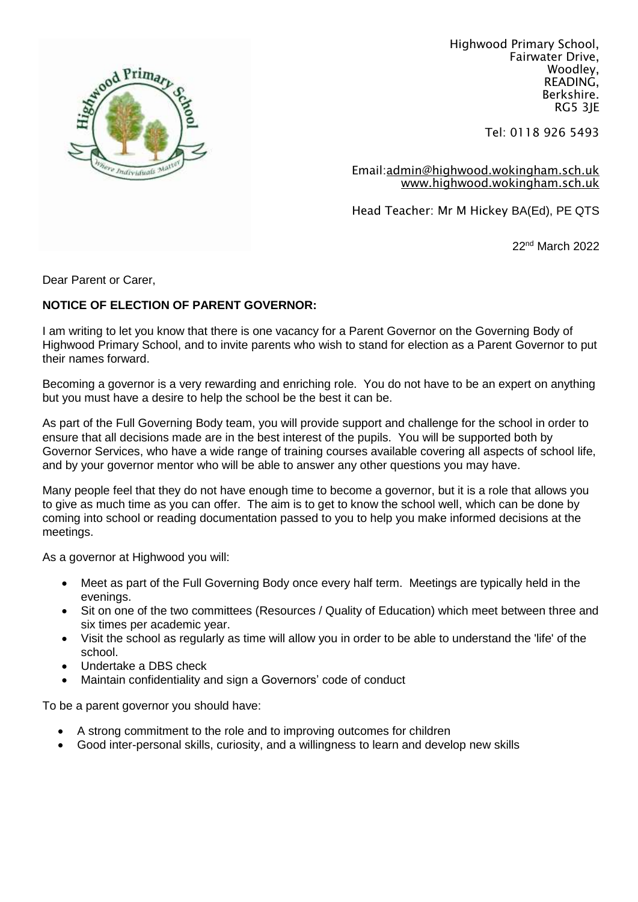Highwood Primary School,
Fairwater Drive,
Woodley,
READING,
Berkshire.
RG5 3JE

Tel: 0118 926 5493

Email:admin@highwood.wokingham.sch.uk
www.highwood.wokingham.sch.uk

Head Teacher: Mr M Hickey BA(Ed), PE QTS

22nd March 2022

Dear Parent or Carer,

**NOTICE OF ELECTION OF PARENT GOVERNOR:**

I am writing to let you know that there is one vacancy for a Parent Governor on the Governing Body of Highwood Primary School, and to invite parents who wish to stand for election as a Parent Governor to put their names forward.

Becoming a governor is a very rewarding and enriching role. You do not have to be an expert on anything but you must have a desire to help the school be the best it can be.

As part of the Full Governing Body team, you will provide support and challenge for the school in order to ensure that all decisions made are in the best interest of the pupils. You will be supported both by Governor Services, who have a wide range of training courses available covering all aspects of school life, and by your governor mentor who will be able to answer any other questions you may have.

Many people feel that they do not have enough time to become a governor, but it is a role that allows you to give as much time as you can offer. The aim is to get to know the school well, which can be done by coming into school or reading documentation passed to you to help you make informed decisions at the meetings.

As a governor at Highwood you will:

- Meet as part of the Full Governing Body once every half term. Meetings are typically held in the evenings.
- Sit on one of the two committees (Resources / Quality of Education) which meet between three and six times per academic year.
- Visit the school as regularly as time will allow you in order to be able to understand the 'life' of the school.
- Undertake a DBS check
- Maintain confidentiality and sign a Governors' code of conduct

To be a parent governor you should have:

- A strong commitment to the role and to improving outcomes for children
- Good inter-personal skills, curiosity, and a willingness to learn and develop new skills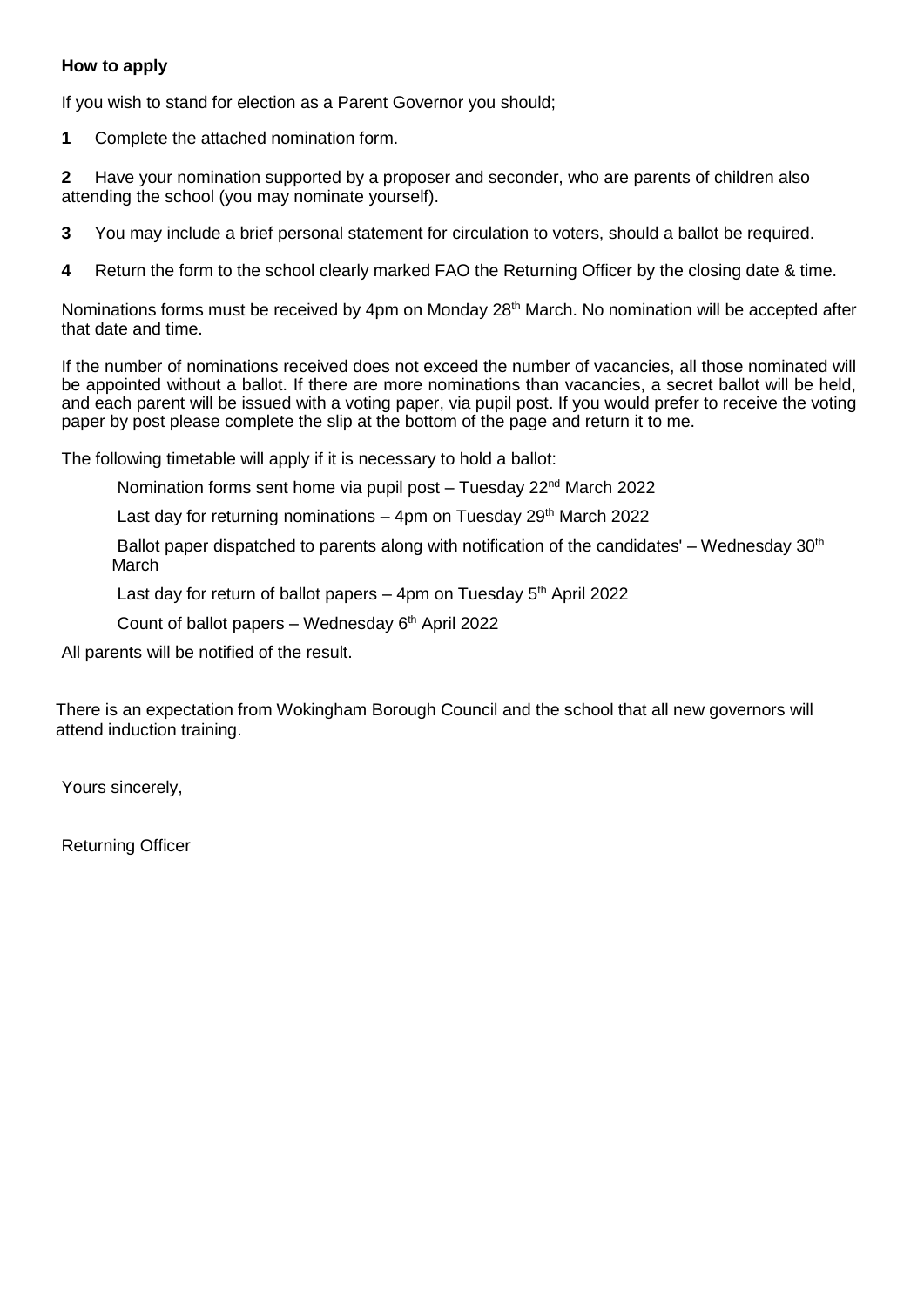**How to apply**

If you wish to stand for election as a Parent Governor you should;

**1** Complete the attached nomination form.

**2** Have your nomination supported by a proposer and seconder, who are parents of children also attending the school (you may nominate yourself).

**3** You may include a brief personal statement for circulation to voters, should a ballot be required.

**4** Return the form to the school clearly marked FAO the Returning Officer by the closing date & time.

Nominations forms must be received by 4pm on Monday 28th March. No nomination will be accepted after that date and time.

If the number of nominations received does not exceed the number of vacancies, all those nominated will be appointed without a ballot. If there are more nominations than vacancies, a secret ballot will be held, and each parent will be issued with a voting paper, via pupil post. If you would prefer to receive the voting paper by post please complete the slip at the bottom of the page and return it to me.

The following timetable will apply if it is necessary to hold a ballot:

Nomination forms sent home via pupil post – Tuesday 22nd March 2022

Last day for returning nominations – 4pm on Tuesday 29th March 2022

Ballot paper dispatched to parents along with notification of the candidates' – Wednesday 30th March

Last day for return of ballot papers – 4pm on Tuesday 5th April 2022

Count of ballot papers – Wednesday 6th April 2022

All parents will be notified of the result.

There is an expectation from Wokingham Borough Council and the school that all new governors will attend induction training.

Yours sincerely,

Returning Officer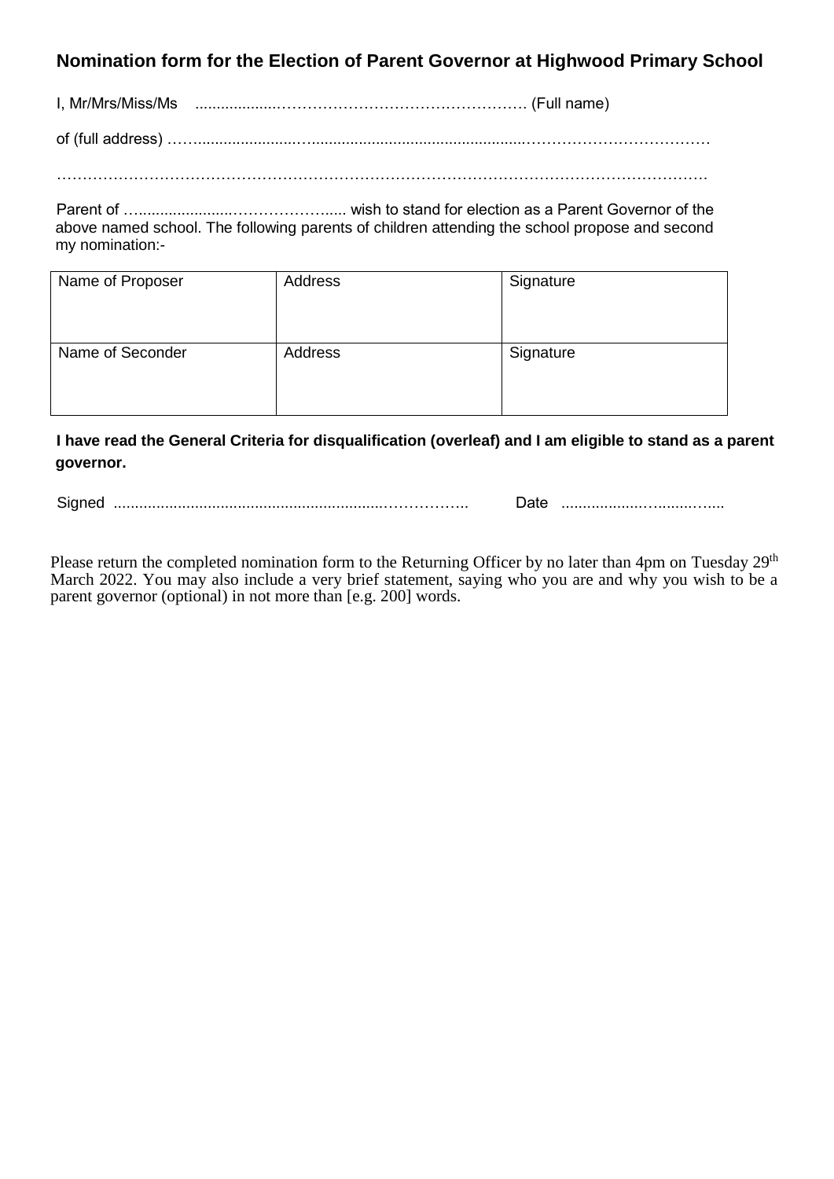## Nomination form for the Election of Parent Governor at Highwood Primary School

I, Mr/Mrs/Miss/Ms .................……………………………………… (Full name)

of (full address) ……......................…..............................................………………………………

…………………………………………………………………………………………………………

Parent of …......................………………..... wish to stand for election as a Parent Governor of the above named school. The following parents of children attending the school propose and second my nomination:-

| Name of Proposer | Address | Signature |
|---|---|---|
| Name of Seconder | Address | Signature |

**I have read the General Criteria for disqualification (overleaf) and I am eligible to stand as a parent governor.**

Signed ..............................................................…………….. Date ..................…........…....

Please return the completed nomination form to the Returning Officer by no later than 4pm on Tuesday 29th March 2022. You may also include a very brief statement, saying who you are and why you wish to be a parent governor (optional) in not more than [e.g. 200] words.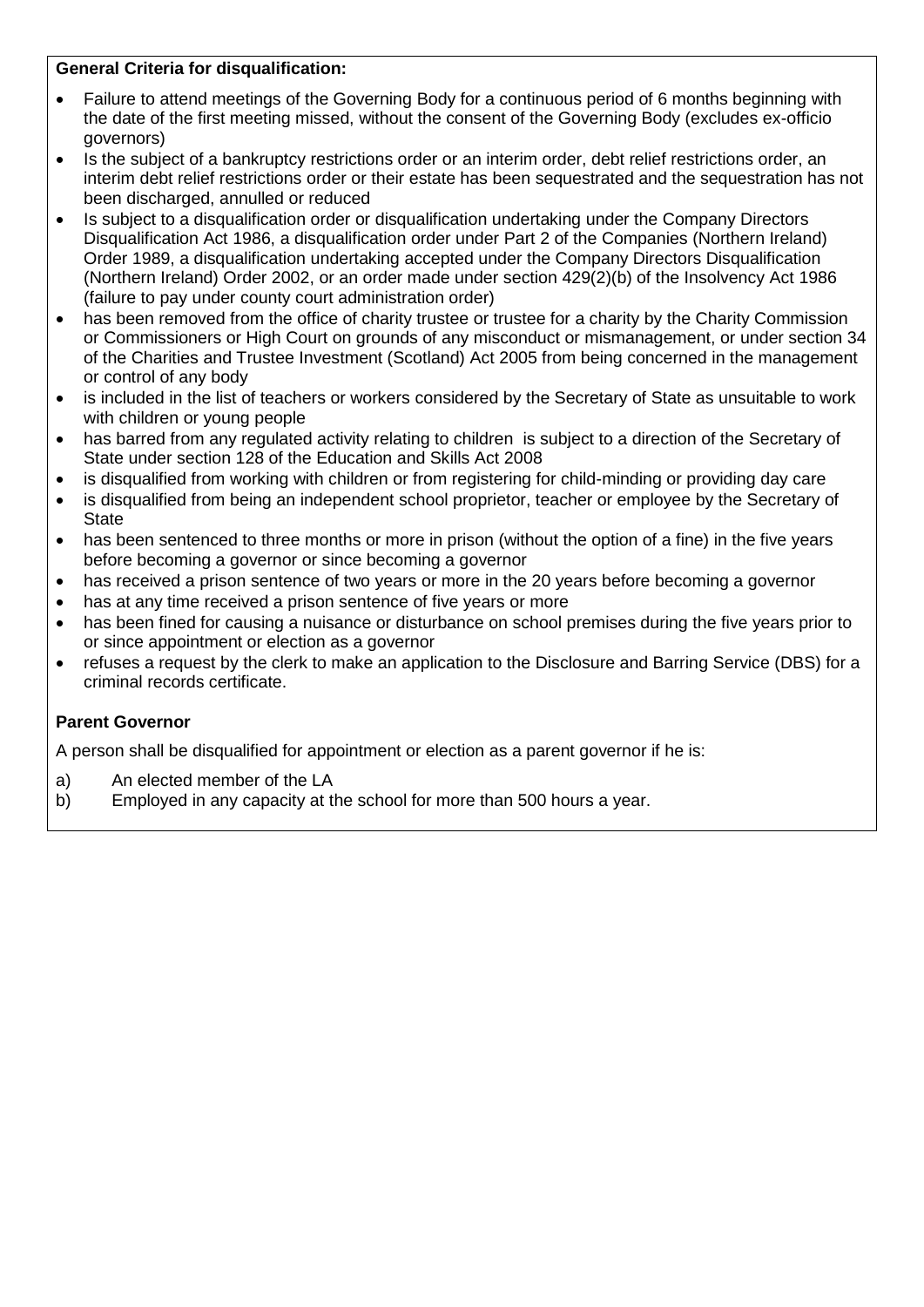**General Criteria for disqualification:**

- Failure to attend meetings of the Governing Body for a continuous period of 6 months beginning with the date of the first meeting missed, without the consent of the Governing Body (excludes ex-officio governors)
- Is the subject of a bankruptcy restrictions order or an interim order, debt relief restrictions order, an interim debt relief restrictions order or their estate has been sequestrated and the sequestration has not been discharged, annulled or reduced
- Is subject to a disqualification order or disqualification undertaking under the Company Directors Disqualification Act 1986, a disqualification order under Part 2 of the Companies (Northern Ireland) Order 1989, a disqualification undertaking accepted under the Company Directors Disqualification (Northern Ireland) Order 2002, or an order made under section 429(2)(b) of the Insolvency Act 1986 (failure to pay under county court administration order)
- has been removed from the office of charity trustee or trustee for a charity by the Charity Commission or Commissioners or High Court on grounds of any misconduct or mismanagement, or under section 34 of the Charities and Trustee Investment (Scotland) Act 2005 from being concerned in the management or control of any body
- is included in the list of teachers or workers considered by the Secretary of State as unsuitable to work with children or young people
- has barred from any regulated activity relating to children is subject to a direction of the Secretary of State under section 128 of the Education and Skills Act 2008
- is disqualified from working with children or from registering for child-minding or providing day care
- is disqualified from being an independent school proprietor, teacher or employee by the Secretary of State
- has been sentenced to three months or more in prison (without the option of a fine) in the five years before becoming a governor or since becoming a governor
- has received a prison sentence of two years or more in the 20 years before becoming a governor
- has at any time received a prison sentence of five years or more
- has been fined for causing a nuisance or disturbance on school premises during the five years prior to or since appointment or election as a governor
- refuses a request by the clerk to make an application to the Disclosure and Barring Service (DBS) for a criminal records certificate.

**Parent Governor**

A person shall be disqualified for appointment or election as a parent governor if he is:

a) An elected member of the LA
b) Employed in any capacity at the school for more than 500 hours a year.